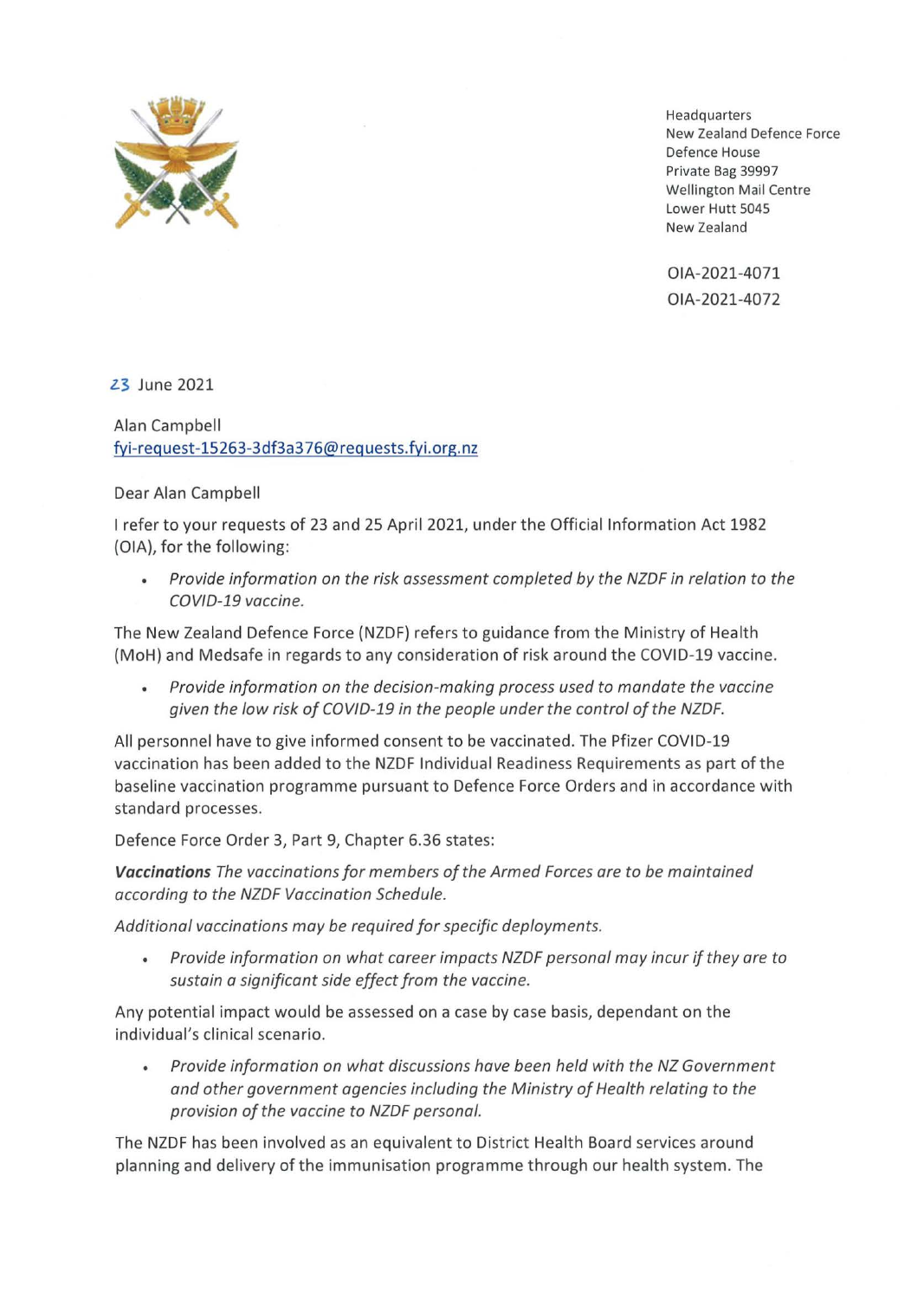Headquarters
New Zealand Defence Force
Defence House
Private Bag 39997
Wellington Mail Centre
Lower Hutt 5045
New Zealand

OIA-2021-4071
OIA-2021-4072

23 June 2021

Alan Campbell
fyi-request-15263-3df3a376@requests.fyi.org.nz

Dear Alan Campbell

I refer to your requests of 23 and 25 April 2021, under the Official Information Act 1982 (OIA), for the following:

- *Provide information on the risk assessment completed by the NZDF in relation to the COVID-19 vaccine.*

The New Zealand Defence Force (NZDF) refers to guidance from the Ministry of Health (MoH) and Medsafe in regards to any consideration of risk around the COVID-19 vaccine.

- *Provide information on the decision-making process used to mandate the vaccine given the low risk of COVID-19 in the people under the control of the NZDF.*

All personnel have to give informed consent to be vaccinated. The Pfizer COVID-19 vaccination has been added to the NZDF Individual Readiness Requirements as part of the baseline vaccination programme pursuant to Defence Force Orders and in accordance with standard processes.

Defence Force Order 3, Part 9, Chapter 6.36 states:

***Vaccinations*** *The vaccinations for members of the Armed Forces are to be maintained according to the NZDF Vaccination Schedule.*

*Additional vaccinations may be required for specific deployments.*

- *Provide information on what career impacts NZDF personal may incur if they are to sustain a significant side effect from the vaccine.*

Any potential impact would be assessed on a case by case basis, dependant on the individual's clinical scenario.

- *Provide information on what discussions have been held with the NZ Government and other government agencies including the Ministry of Health relating to the provision of the vaccine to NZDF personal.*

The NZDF has been involved as an equivalent to District Health Board services around planning and delivery of the immunisation programme through our health system. The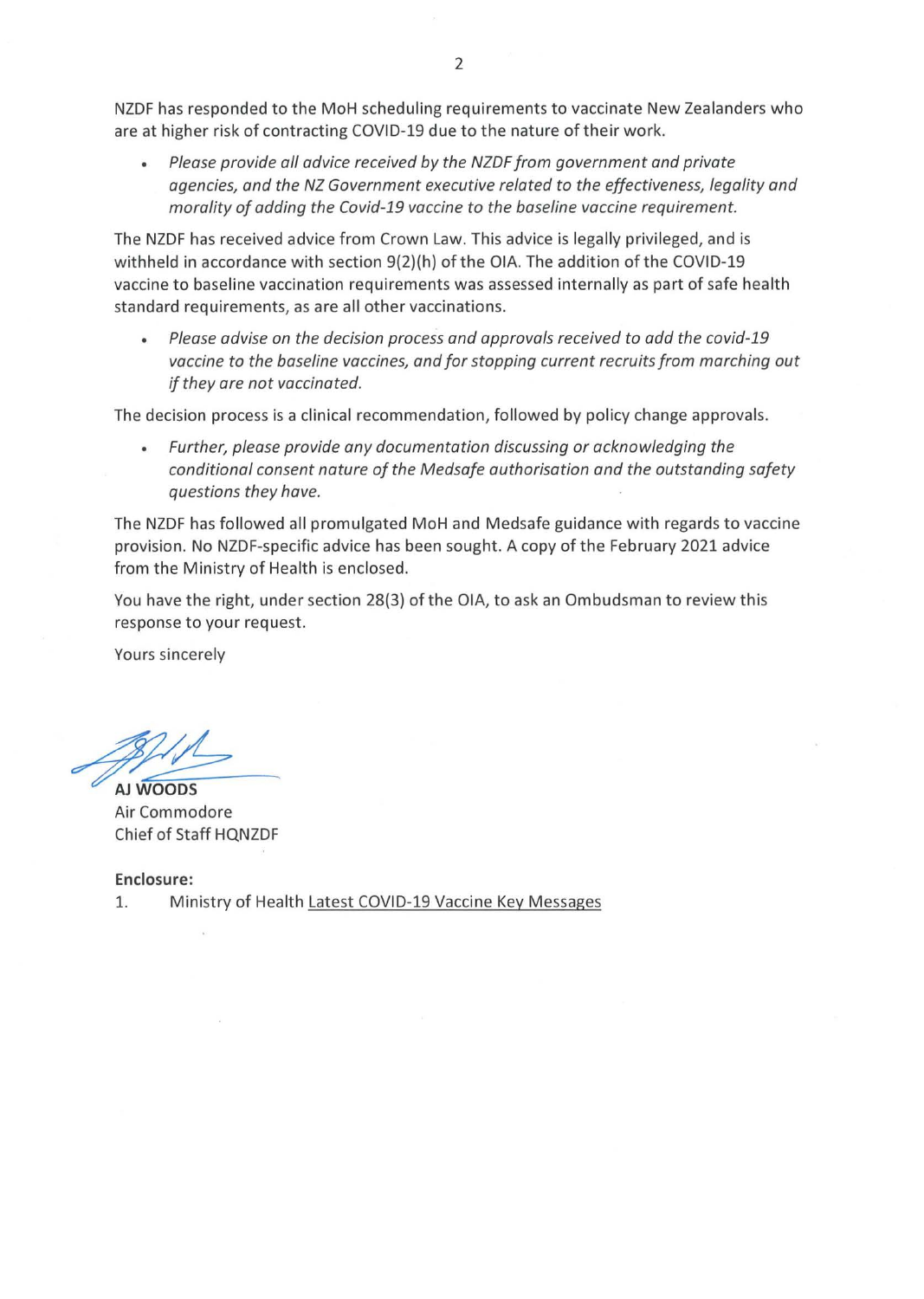NZDF has responded to the MoH scheduling requirements to vaccinate New Zealanders who are at higher risk of contracting COVID-19 due to the nature of their work.

- *Please provide all advice received by the NZDF from government and private agencies, and the NZ Government executive related to the effectiveness, legality and morality of adding the Covid-19 vaccine to the baseline vaccine requirement.*

The NZDF has received advice from Crown Law. This advice is legally privileged, and is withheld in accordance with section 9(2)(h) of the OIA. The addition of the COVID-19 vaccine to baseline vaccination requirements was assessed internally as part of safe health standard requirements, as are all other vaccinations.

- *Please advise on the decision process and approvals received to add the covid-19 vaccine to the baseline vaccines, and for stopping current recruits from marching out if they are not vaccinated.*

The decision process is a clinical recommendation, followed by policy change approvals.

- *Further, please provide any documentation discussing or acknowledging the conditional consent nature of the Medsafe authorisation and the outstanding safety questions they have.*

The NZDF has followed all promulgated MoH and Medsafe guidance with regards to vaccine provision. No NZDF-specific advice has been sought. A copy of the February 2021 advice from the Ministry of Health is enclosed.

You have the right, under section 28(3) of the OIA, to ask an Ombudsman to review this response to your request.

Yours sincerely

**AJ WOODS**
Air Commodore
Chief of Staff HQNZDF

**Enclosure:**

1. Ministry of Health Latest COVID-19 Vaccine Key Messages